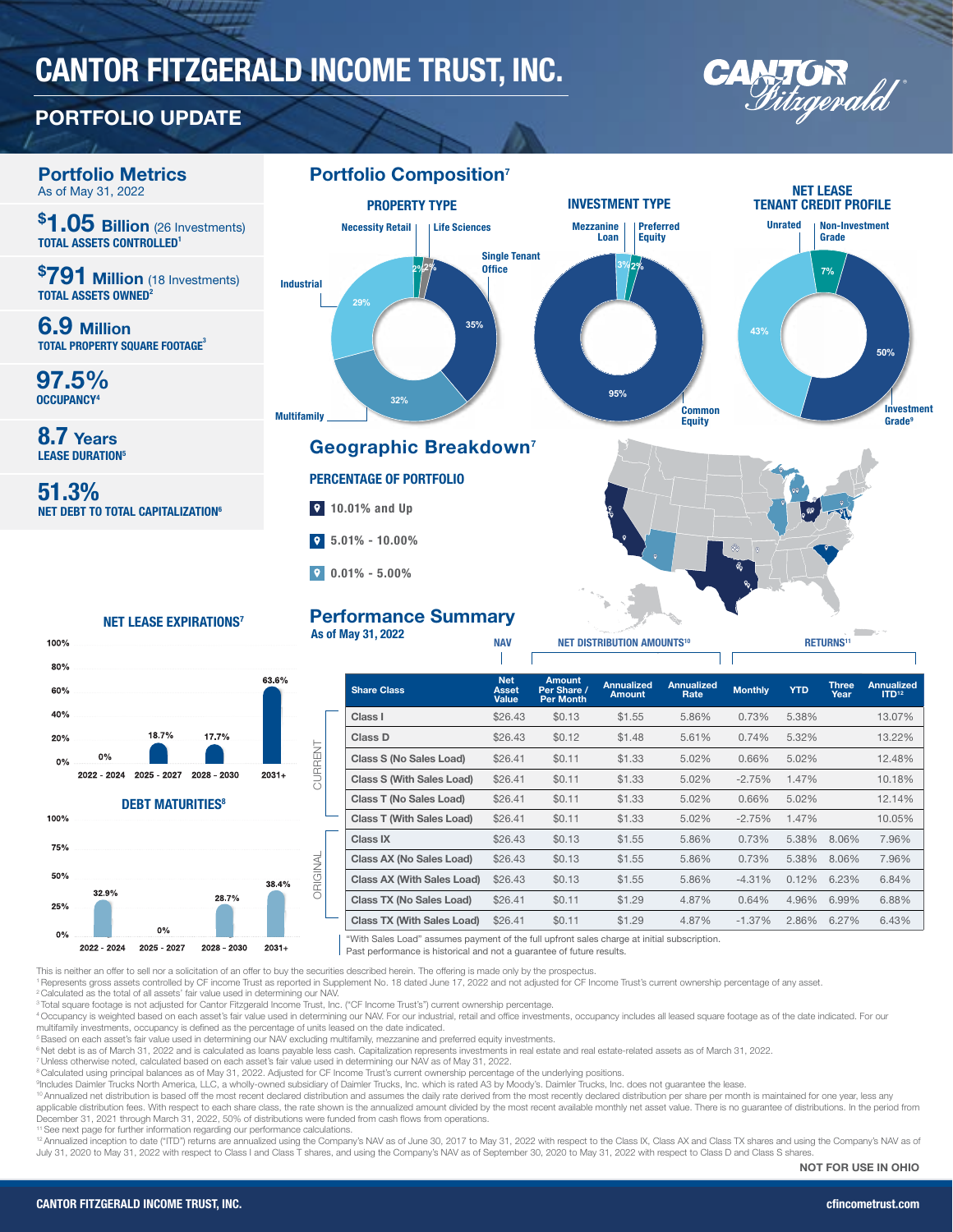# CANTOR FITZGERALD INCOME TRUST, INC.

## PORTFOLIO UPDATE

### Portfolio Metrics

As of May 31, 2022

**$1.05 Billion** (26 Investments)
**TOTAL ASSETS CONTROLLED[1]**

**$791 Million** (18 Investments)
**TOTAL ASSETS OWNED[2]**

**6.9 Million**
**TOTAL PROPERTY SQUARE FOOTAGE[3]**

**97.5%**
**OCCUPANCY[4]**

**8.7 Years**
**LEASE DURATION[5]**

**51.3%**
**NET DEBT TO TOTAL CAPITALIZATION[6]**

### Portfolio Composition[7]

**PROPERTY TYPE**

| Property Type | % |
|---|---|
| Single Tenant Office | 35% |
| Multifamily | 32% |
| Industrial | 29% |
| Necessity Retail | 2% |
| Life Sciences | 2% |

**INVESTMENT TYPE**

| Investment Type | % |
|---|---|
| Common Equity | 95% |
| Mezzanine Loan | 3% |
| Preferred Equity | 2% |

**NET LEASE TENANT CREDIT PROFILE**

| Credit Profile | % |
|---|---|
| Investment Grade[9] | 50% |
| Unrated | 43% |
| Non-Investment Grade | 7% |

### Geographic Breakdown[7]

**PERCENTAGE OF PORTFOLIO**

- 10.01% and Up
- 5.01% - 10.00%
- 0.01% - 5.00%

### NET LEASE EXPIRATIONS[7]

| 2022 - 2024 | 2025 - 2027 | 2028 - 2030 | 2031+ |
|---|---|---|---|
| 0% | 18.7% | 17.7% | 63.6% |

### DEBT MATURITIES[8]

| 2022 - 2024 | 2025 - 2027 | 2028 - 2030 | 2031+ |
|---|---|---|---|
| 32.9% | 0% | 28.7% | 38.4% |

### Performance Summary

As of May 31, 2022

| | Share Class | NAV: Net Asset Value | Net Distribution Amounts[10]: Amount Per Share / Per Month | Net Distribution Amounts[10]: Annualized Amount | Net Distribution Amounts[10]: Annualized Rate | Returns[11]: Monthly | Returns[11]: YTD | Returns[11]: Three Year | Returns[11]: Annualized ITD[12] |
|---|---|---|---|---|---|---|---|---|---|
| CURRENT | Class I | $26.43 | $0.13 | $1.55 | 5.86% | 0.73% | 5.38% | | 13.07% |
| | Class D | $26.43 | $0.12 | $1.48 | 5.61% | 0.74% | 5.32% | | 13.22% |
| | Class S (No Sales Load) | $26.41 | $0.11 | $1.33 | 5.02% | 0.66% | 5.02% | | 12.48% |
| | Class S (With Sales Load) | $26.41 | $0.11 | $1.33 | 5.02% | -2.75% | 1.47% | | 10.18% |
| | Class T (No Sales Load) | $26.41 | $0.11 | $1.33 | 5.02% | 0.66% | 5.02% | | 12.14% |
| | Class T (With Sales Load) | $26.41 | $0.11 | $1.33 | 5.02% | -2.75% | 1.47% | | 10.05% |
| ORIGINAL | Class IX | $26.43 | $0.13 | $1.55 | 5.86% | 0.73% | 5.38% | 8.06% | 7.96% |
| | Class AX (No Sales Load) | $26.43 | $0.13 | $1.55 | 5.86% | 0.73% | 5.38% | 8.06% | 7.96% |
| | Class AX (With Sales Load) | $26.43 | $0.13 | $1.55 | 5.86% | -4.31% | 0.12% | 6.23% | 6.84% |
| | Class TX (No Sales Load) | $26.41 | $0.11 | $1.29 | 4.87% | 0.64% | 4.96% | 6.99% | 6.88% |
| | Class TX (With Sales Load) | $26.41 | $0.11 | $1.29 | 4.87% | -1.37% | 2.86% | 6.27% | 6.43% |

"With Sales Load" assumes payment of the full upfront sales charge at initial subscription.
Past performance is historical and not a guarantee of future results.

This is neither an offer to sell nor a solicitation of an offer to buy the securities described herein. The offering is made only by the prospectus.

[1] Represents gross assets controlled by CF income Trust as reported in Supplement No. 18 dated June 17, 2022 and not adjusted for CF Income Trust's current ownership percentage of any asset.
[2] Calculated as the total of all assets' fair value used in determining our NAV.
[3] Total square footage is not adjusted for Cantor Fitzgerald Income Trust, Inc. ("CF Income Trust's") current ownership percentage.
[4] Occupancy is weighted based on each asset's fair value used in determining our NAV. For our industrial, retail and office investments, occupancy includes all leased square footage as of the date indicated. For our multifamily investments, occupancy is defined as the percentage of units leased on the date indicated.
[5] Based on each asset's fair value used in determining our NAV excluding multifamily, mezzanine and preferred equity investments.
[6] Net debt is as of March 31, 2022 and is calculated as loans payable less cash. Capitalization represents investments in real estate and real estate-related assets as of March 31, 2022.
[7] Unless otherwise noted, calculated based on each asset's fair value used in determining our NAV as of May 31, 2022.
[8] Calculated using principal balances as of May 31, 2022. Adjusted for CF Income Trust's current ownership percentage of the underlying positions.
[9] Includes Daimler Trucks North America, LLC, a wholly-owned subsidiary of Daimler Trucks, Inc. which is rated A3 by Moody's. Daimler Trucks, Inc. does not guarantee the lease.
[10] Annualized net distribution is based off the most recent declared distribution and assumes the daily rate derived from the most recently declared distribution per share per month is maintained for one year, less any applicable distribution fees. With respect to each share class, the rate shown is the annualized amount divided by the most recent available monthly net asset value. There is no guarantee of distributions. In the period from December 31, 2021 through March 31, 2022, 50% of distributions were funded from cash flows from operations.
[11] See next page for further information regarding our performance calculations.
[12] Annualized inception to date ("ITD") returns are annualized using the Company's NAV as of June 30, 2017 to May 31, 2022 with respect to the Class IX, Class AX and Class TX shares and using the Company's NAV as of July 31, 2020 to May 31, 2022 with respect to Class I and Class T shares, and using the Company's NAV as of September 30, 2020 to May 31, 2022 with respect to Class D and Class S shares.

**NOT FOR USE IN OHIO**

CANTOR FITZGERALD INCOME TRUST, INC. cfincometrust.com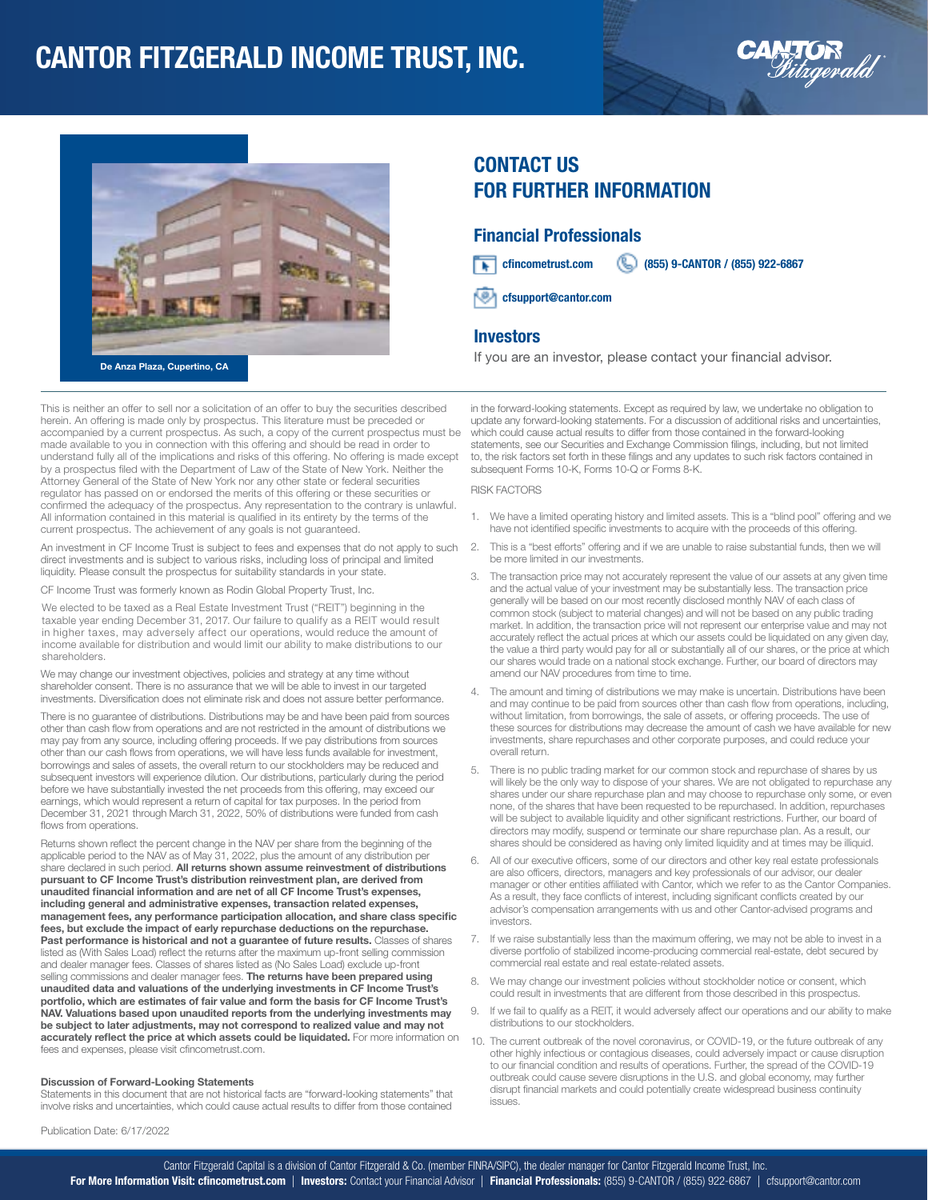# CANTOR FITZGERALD INCOME TRUST, INC.

De Anza Plaza, Cupertino, CA

## CONTACT US FOR FURTHER INFORMATION

### Financial Professionals

cfincometrust.com

(855) 9-CANTOR / (855) 922-6867

cfsupport@cantor.com

### Investors

If you are an investor, please contact your financial advisor.

This is neither an offer to sell nor a solicitation of an offer to buy the securities described herein. An offering is made only by prospectus. This literature must be preceded or accompanied by a current prospectus. As such, a copy of the current prospectus must be made available to you in connection with this offering and should be read in order to understand fully all of the implications and risks of this offering. No offering is made except by a prospectus filed with the Department of Law of the State of New York. Neither the Attorney General of the State of New York nor any other state or federal securities regulator has passed on or endorsed the merits of this offering or these securities or confirmed the adequacy of the prospectus. Any representation to the contrary is unlawful. All information contained in this material is qualified in its entirety by the terms of the current prospectus. The achievement of any goals is not guaranteed.

An investment in CF Income Trust is subject to fees and expenses that do not apply to such direct investments and is subject to various risks, including loss of principal and limited liquidity. Please consult the prospectus for suitability standards in your state.

CF Income Trust was formerly known as Rodin Global Property Trust, Inc.

We elected to be taxed as a Real Estate Investment Trust ("REIT") beginning in the taxable year ending December 31, 2017. Our failure to qualify as a REIT would result in higher taxes, may adversely affect our operations, would reduce the amount of income available for distribution and would limit our ability to make distributions to our shareholders.

We may change our investment objectives, policies and strategy at any time without shareholder consent. There is no assurance that we will be able to invest in our targeted investments. Diversification does not eliminate risk and does not assure better performance.

There is no guarantee of distributions. Distributions may be and have been paid from sources other than cash flow from operations and are not restricted in the amount of distributions we may pay from any source, including offering proceeds. If we pay distributions from sources other than our cash flows from operations, we will have less funds available for investment, borrowings and sales of assets, the overall return to our stockholders may be reduced and subsequent investors will experience dilution. Our distributions, particularly during the period before we have substantially invested the net proceeds from this offering, may exceed our earnings, which would represent a return of capital for tax purposes. In the period from December 31, 2021 through March 31, 2022, 50% of distributions were funded from cash flows from operations.

Returns shown reflect the percent change in the NAV per share from the beginning of the applicable period to the NAV as of May 31, 2022, plus the amount of any distribution per share declared in such period. **All returns shown assume reinvestment of distributions pursuant to CF Income Trust's distribution reinvestment plan, are derived from unaudited financial information and are net of all CF Income Trust's expenses, including general and administrative expenses, transaction related expenses, management fees, any performance participation allocation, and share class specific fees, but exclude the impact of early repurchase deductions on the repurchase. Past performance is historical and not a guarantee of future results.** Classes of shares listed as (With Sales Load) reflect the returns after the maximum up-front selling commission and dealer manager fees. Classes of shares listed as (No Sales Load) exclude up-front selling commissions and dealer manager fees. **The returns have been prepared using unaudited data and valuations of the underlying investments in CF Income Trust's portfolio, which are estimates of fair value and form the basis for CF Income Trust's NAV. Valuations based upon unaudited reports from the underlying investments may be subject to later adjustments, may not correspond to realized value and may not accurately reflect the price at which assets could be liquidated.** For more information on fees and expenses, please visit cfincometrust.com.

**Discussion of Forward-Looking Statements**

Statements in this document that are not historical facts are "forward-looking statements" that involve risks and uncertainties, which could cause actual results to differ from those contained in the forward-looking statements. Except as required by law, we undertake no obligation to update any forward-looking statements. For a discussion of additional risks and uncertainties, which could cause actual results to differ from those contained in the forward-looking statements, see our Securities and Exchange Commission filings, including, but not limited to, the risk factors set forth in these filings and any updates to such risk factors contained in subsequent Forms 10-K, Forms 10-Q or Forms 8-K.

RISK FACTORS

1. We have a limited operating history and limited assets. This is a "blind pool" offering and we have not identified specific investments to acquire with the proceeds of this offering.
2. This is a "best efforts" offering and if we are unable to raise substantial funds, then we will be more limited in our investments.
3. The transaction price may not accurately represent the value of our assets at any given time and the actual value of your investment may be substantially less. The transaction price generally will be based on our most recently disclosed monthly NAV of each class of common stock (subject to material changes) and will not be based on any public trading market. In addition, the transaction price will not represent our enterprise value and may not accurately reflect the actual prices at which our assets could be liquidated on any given day, the value a third party would pay for all or substantially all of our shares, or the price at which our shares would trade on a national stock exchange. Further, our board of directors may amend our NAV procedures from time to time.
4. The amount and timing of distributions we may make is uncertain. Distributions have been and may continue to be paid from sources other than cash flow from operations, including, without limitation, from borrowings, the sale of assets, or offering proceeds. The use of these sources for distributions may decrease the amount of cash we have available for new investments, share repurchases and other corporate purposes, and could reduce your overall return.
5. There is no public trading market for our common stock and repurchase of shares by us will likely be the only way to dispose of your shares. We are not obligated to repurchase any shares under our share repurchase plan and may choose to repurchase only some, or even none, of the shares that have been requested to be repurchased. In addition, repurchases will be subject to available liquidity and other significant restrictions. Further, our board of directors may modify, suspend or terminate our share repurchase plan. As a result, our shares should be considered as having only limited liquidity and at times may be illiquid.
6. All of our executive officers, some of our directors and other key real estate professionals are also officers, directors, managers and key professionals of our advisor, our dealer manager or other entities affiliated with Cantor, which we refer to as the Cantor Companies. As a result, they face conflicts of interest, including significant conflicts created by our advisor's compensation arrangements with us and other Cantor-advised programs and investors.
7. If we raise substantially less than the maximum offering, we may not be able to invest in a diverse portfolio of stabilized income-producing commercial real-estate, debt secured by commercial real estate and real estate-related assets.
8. We may change our investment policies without stockholder notice or consent, which could result in investments that are different from those described in this prospectus.
9. If we fail to qualify as a REIT, it would adversely affect our operations and our ability to make distributions to our stockholders.
10. The current outbreak of the novel coronavirus, or COVID-19, or the future outbreak of any other highly infectious or contagious diseases, could adversely impact or cause disruption to our financial condition and results of operations. Further, the spread of the COVID-19 outbreak could cause severe disruptions in the U.S. and global economy, may further disrupt financial markets and could potentially create widespread business continuity issues.

Publication Date: 6/17/2022

Cantor Fitzgerald Capital is a division of Cantor Fitzgerald & Co. (member FINRA/SIPC), the dealer manager for Cantor Fitzgerald Income Trust, Inc.

**For More Information Visit: cfincometrust.com** | **Investors:** Contact your Financial Advisor | **Financial Professionals:** (855) 9-CANTOR / (855) 922-6867 | cfsupport@cantor.com